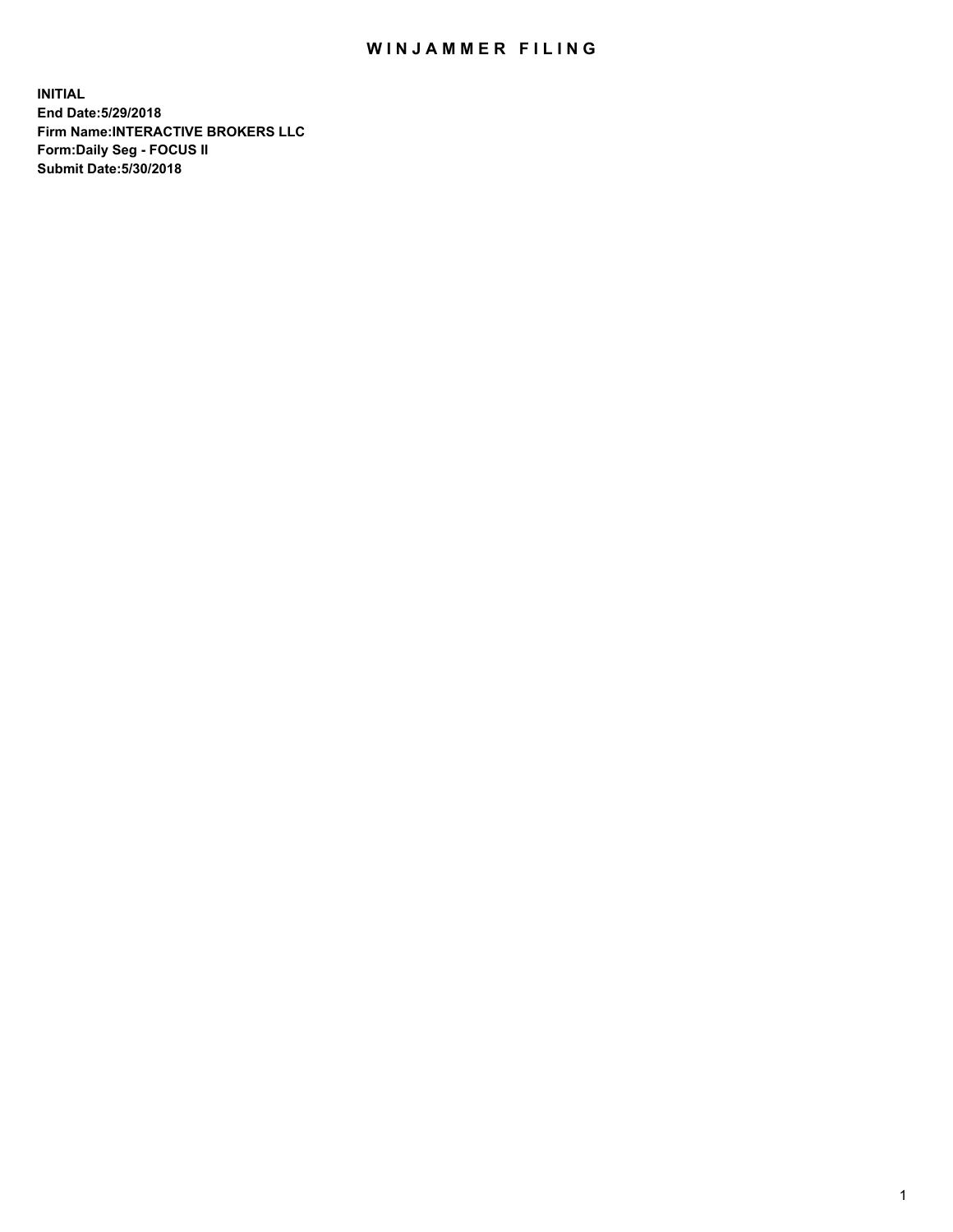# WINJAMMER FILING

**INITIAL**
**End Date:5/29/2018**
**Firm Name:INTERACTIVE BROKERS LLC**
**Form:Daily Seg - FOCUS II**
**Submit Date:5/30/2018**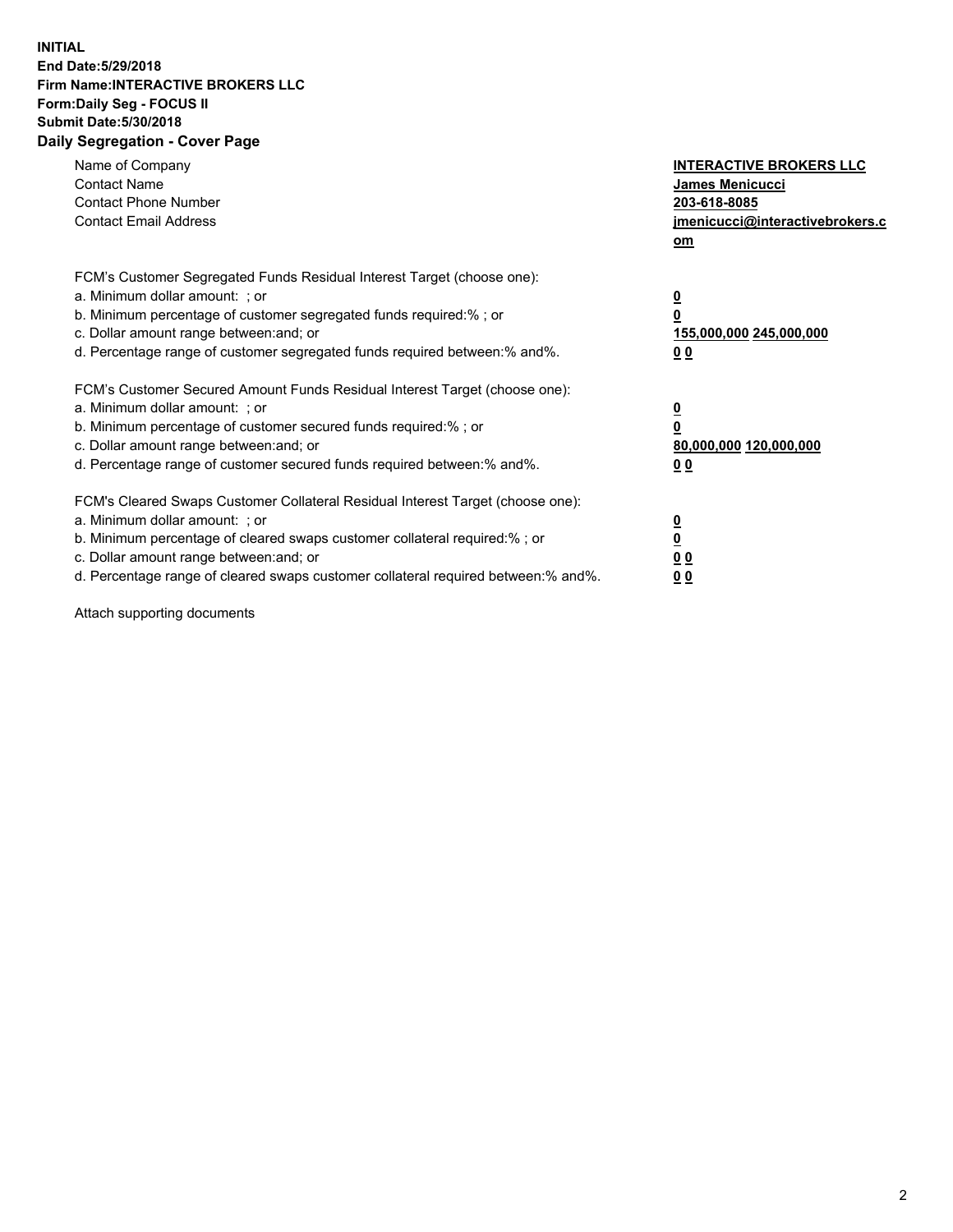**INITIAL**
**End Date:5/29/2018**
**Firm Name:INTERACTIVE BROKERS LLC**
**Form:Daily Seg - FOCUS II**
**Submit Date:5/30/2018**
**Daily Segregation - Cover Page**

| | |
|---|---|
| Name of Company | **INTERACTIVE BROKERS LLC** |
| Contact Name | **James Menicucci** |
| Contact Phone Number | **203-618-8085** |
| Contact Email Address | **jmenicucci@interactivebrokers.com** |

| | |
|---|---|
| FCM's Customer Segregated Funds Residual Interest Target (choose one): | |
| a. Minimum dollar amount: ; or | **0** |
| b. Minimum percentage of customer segregated funds required:% ; or | **0** |
| c. Dollar amount range between:and; or | **155,000,000 245,000,000** |
| d. Percentage range of customer segregated funds required between:% and%. | **0 0** |

| | |
|---|---|
| FCM's Customer Secured Amount Funds Residual Interest Target (choose one): | |
| a. Minimum dollar amount: ; or | **0** |
| b. Minimum percentage of customer secured funds required:% ; or | **0** |
| c. Dollar amount range between:and; or | **80,000,000 120,000,000** |
| d. Percentage range of customer secured funds required between:% and%. | **0 0** |

| | |
|---|---|
| FCM's Cleared Swaps Customer Collateral Residual Interest Target (choose one): | |
| a. Minimum dollar amount: ; or | **0** |
| b. Minimum percentage of cleared swaps customer collateral required:% ; or | **0** |
| c. Dollar amount range between:and; or | **0 0** |
| d. Percentage range of cleared swaps customer collateral required between:% and%. | **0 0** |

Attach supporting documents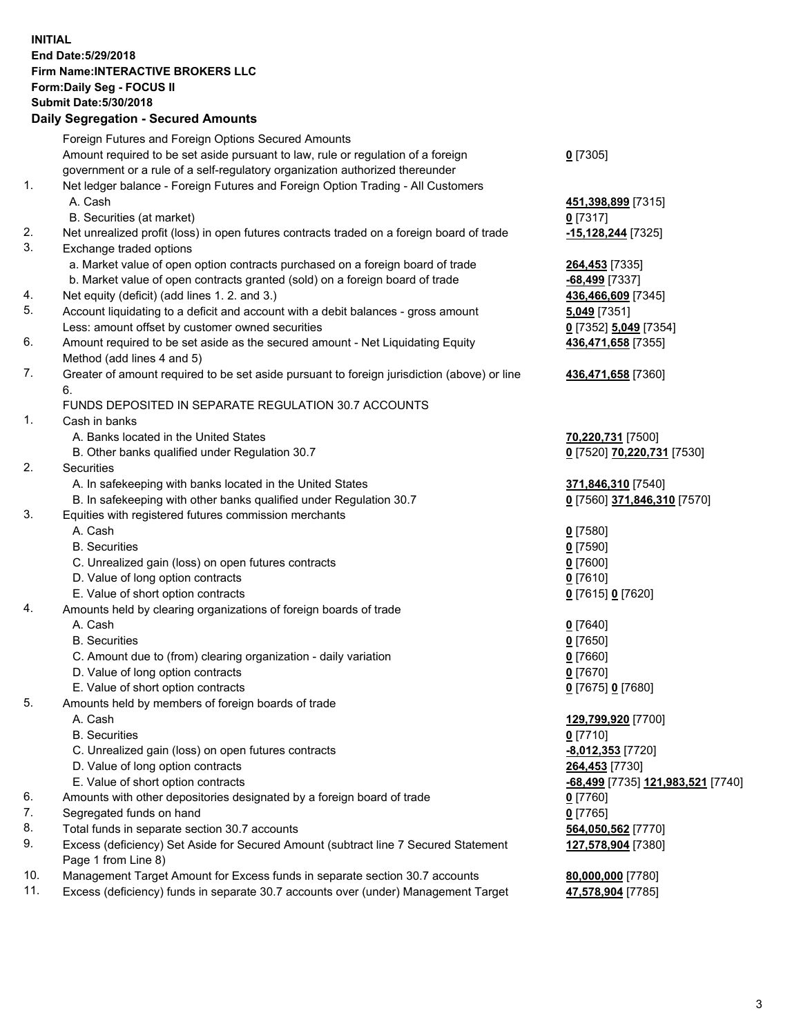**INITIAL**
**End Date:5/29/2018**
**Firm Name:INTERACTIVE BROKERS LLC**
**Form:Daily Seg - FOCUS II**
**Submit Date:5/30/2018**

## Daily Segregation - Secured Amounts

| | | |
|---|---|---|
| | Foreign Futures and Foreign Options Secured Amounts | |
| | Amount required to be set aside pursuant to law, rule or regulation of a foreign government or a rule of a self-regulatory organization authorized thereunder | **0** [7305] |
| 1. | Net ledger balance - Foreign Futures and Foreign Option Trading - All Customers | |
| | A. Cash | **451,398,899** [7315] |
| | B. Securities (at market) | **0** [7317] |
| 2. | Net unrealized profit (loss) in open futures contracts traded on a foreign board of trade | **-15,128,244** [7325] |
| 3. | Exchange traded options | |
| | a. Market value of open option contracts purchased on a foreign board of trade | **264,453** [7335] |
| | b. Market value of open contracts granted (sold) on a foreign board of trade | **-68,499** [7337] |
| 4. | Net equity (deficit) (add lines 1. 2. and 3.) | **436,466,609** [7345] |
| 5. | Account liquidating to a deficit and account with a debit balances - gross amount | **5,049** [7351] |
| | Less: amount offset by customer owned securities | **0** [7352] **5,049** [7354] |
| 6. | Amount required to be set aside as the secured amount - Net Liquidating Equity Method (add lines 4 and 5) | **436,471,658** [7355] |
| 7. | Greater of amount required to be set aside pursuant to foreign jurisdiction (above) or line 6. | **436,471,658** [7360] |
| | FUNDS DEPOSITED IN SEPARATE REGULATION 30.7 ACCOUNTS | |
| 1. | Cash in banks | |
| | A. Banks located in the United States | **70,220,731** [7500] |
| | B. Other banks qualified under Regulation 30.7 | **0** [7520] **70,220,731** [7530] |
| 2. | Securities | |
| | A. In safekeeping with banks located in the United States | **371,846,310** [7540] |
| | B. In safekeeping with other banks qualified under Regulation 30.7 | **0** [7560] **371,846,310** [7570] |
| 3. | Equities with registered futures commission merchants | |
| | A. Cash | **0** [7580] |
| | B. Securities | **0** [7590] |
| | C. Unrealized gain (loss) on open futures contracts | **0** [7600] |
| | D. Value of long option contracts | **0** [7610] |
| | E. Value of short option contracts | **0** [7615] **0** [7620] |
| 4. | Amounts held by clearing organizations of foreign boards of trade | |
| | A. Cash | **0** [7640] |
| | B. Securities | **0** [7650] |
| | C. Amount due to (from) clearing organization - daily variation | **0** [7660] |
| | D. Value of long option contracts | **0** [7670] |
| | E. Value of short option contracts | **0** [7675] **0** [7680] |
| 5. | Amounts held by members of foreign boards of trade | |
| | A. Cash | **129,799,920** [7700] |
| | B. Securities | **0** [7710] |
| | C. Unrealized gain (loss) on open futures contracts | **-8,012,353** [7720] |
| | D. Value of long option contracts | **264,453** [7730] |
| | E. Value of short option contracts | **-68,499** [7735] **121,983,521** [7740] |
| 6. | Amounts with other depositories designated by a foreign board of trade | **0** [7760] |
| 7. | Segregated funds on hand | **0** [7765] |
| 8. | Total funds in separate section 30.7 accounts | **564,050,562** [7770] |
| 9. | Excess (deficiency) Set Aside for Secured Amount (subtract line 7 Secured Statement Page 1 from Line 8) | **127,578,904** [7380] |
| 10. | Management Target Amount for Excess funds in separate section 30.7 accounts | **80,000,000** [7780] |
| 11. | Excess (deficiency) funds in separate 30.7 accounts over (under) Management Target | **47,578,904** [7785] |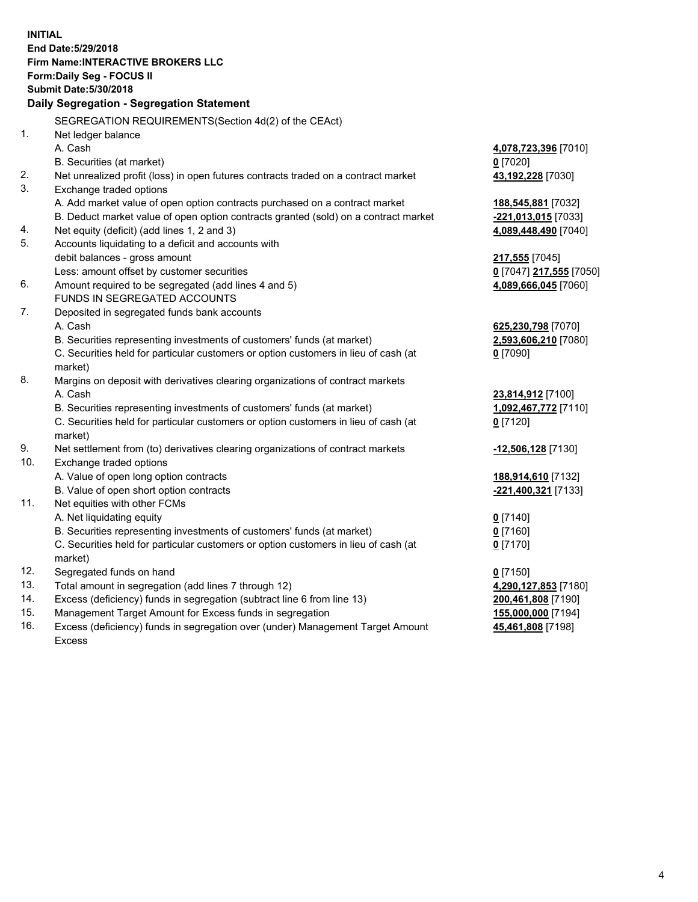**INITIAL**
**End Date:5/29/2018**
**Firm Name:INTERACTIVE BROKERS LLC**
**Form:Daily Seg - FOCUS II**
**Submit Date:5/30/2018**

**Daily Segregation - Segregation Statement**

| | | |
|---|---|---|
| | SEGREGATION REQUIREMENTS(Section 4d(2) of the CEAct) | |
| 1. | Net ledger balance | |
| | A. Cash | **4,078,723,396** [7010] |
| | B. Securities (at market) | **0** [7020] |
| 2. | Net unrealized profit (loss) in open futures contracts traded on a contract market | **43,192,228** [7030] |
| 3. | Exchange traded options | |
| | A. Add market value of open option contracts purchased on a contract market | **188,545,881** [7032] |
| | B. Deduct market value of open option contracts granted (sold) on a contract market | **-221,013,015** [7033] |
| 4. | Net equity (deficit) (add lines 1, 2 and 3) | **4,089,448,490** [7040] |
| 5. | Accounts liquidating to a deficit and accounts with | |
| | debit balances - gross amount | **217,555** [7045] |
| | Less: amount offset by customer securities | **0** [7047] **217,555** [7050] |
| 6. | Amount required to be segregated (add lines 4 and 5) | **4,089,666,045** [7060] |
| | FUNDS IN SEGREGATED ACCOUNTS | |
| 7. | Deposited in segregated funds bank accounts | |
| | A. Cash | **625,230,798** [7070] |
| | B. Securities representing investments of customers' funds (at market) | **2,593,606,210** [7080] |
| | C. Securities held for particular customers or option customers in lieu of cash (at market) | **0** [7090] |
| 8. | Margins on deposit with derivatives clearing organizations of contract markets | |
| | A. Cash | **23,814,912** [7100] |
| | B. Securities representing investments of customers' funds (at market) | **1,092,467,772** [7110] |
| | C. Securities held for particular customers or option customers in lieu of cash (at market) | **0** [7120] |
| 9. | Net settlement from (to) derivatives clearing organizations of contract markets | **-12,506,128** [7130] |
| 10. | Exchange traded options | |
| | A. Value of open long option contracts | **188,914,610** [7132] |
| | B. Value of open short option contracts | **-221,400,321** [7133] |
| 11. | Net equities with other FCMs | |
| | A. Net liquidating equity | **0** [7140] |
| | B. Securities representing investments of customers' funds (at market) | **0** [7160] |
| | C. Securities held for particular customers or option customers in lieu of cash (at market) | **0** [7170] |
| 12. | Segregated funds on hand | **0** [7150] |
| 13. | Total amount in segregation (add lines 7 through 12) | **4,290,127,853** [7180] |
| 14. | Excess (deficiency) funds in segregation (subtract line 6 from line 13) | **200,461,808** [7190] |
| 15. | Management Target Amount for Excess funds in segregation | **155,000,000** [7194] |
| 16. | Excess (deficiency) funds in segregation over (under) Management Target Amount Excess | **45,461,808** [7198] |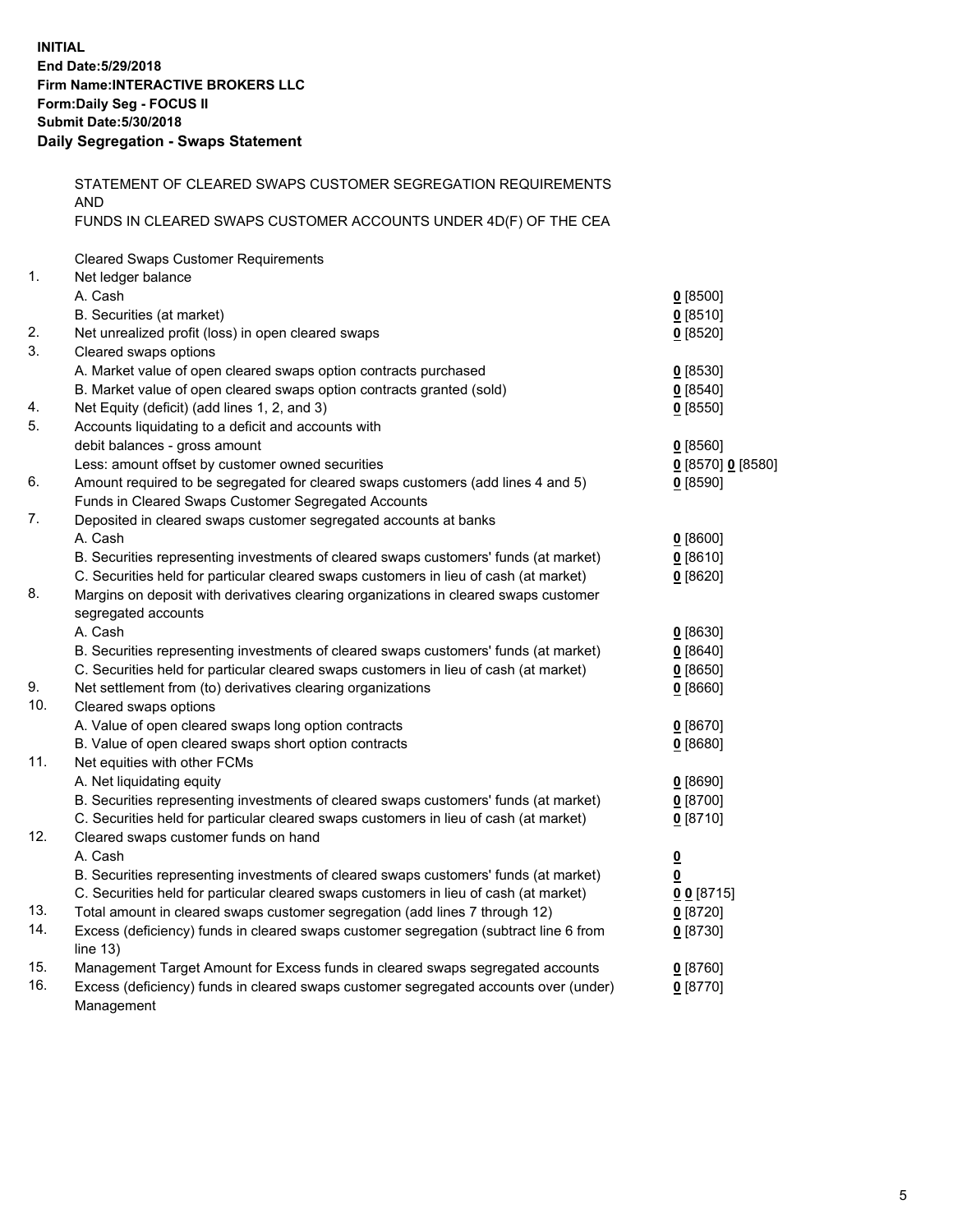**INITIAL**
**End Date:5/29/2018**
**Firm Name:INTERACTIVE BROKERS LLC**
**Form:Daily Seg - FOCUS II**
**Submit Date:5/30/2018**
**Daily Segregation - Swaps Statement**

STATEMENT OF CLEARED SWAPS CUSTOMER SEGREGATION REQUIREMENTS
AND
FUNDS IN CLEARED SWAPS CUSTOMER ACCOUNTS UNDER 4D(F) OF THE CEA

| | | |
|---|---|---|
| | Cleared Swaps Customer Requirements | |
| 1. | Net ledger balance | |
| | A. Cash | 0 [8500] |
| | B. Securities (at market) | 0 [8510] |
| 2. | Net unrealized profit (loss) in open cleared swaps | 0 [8520] |
| 3. | Cleared swaps options | |
| | A. Market value of open cleared swaps option contracts purchased | 0 [8530] |
| | B. Market value of open cleared swaps option contracts granted (sold) | 0 [8540] |
| 4. | Net Equity (deficit) (add lines 1, 2, and 3) | 0 [8550] |
| 5. | Accounts liquidating to a deficit and accounts with | |
| | debit balances - gross amount | 0 [8560] |
| | Less: amount offset by customer owned securities | 0 [8570] 0 [8580] |
| 6. | Amount required to be segregated for cleared swaps customers (add lines 4 and 5) | 0 [8590] |
| | Funds in Cleared Swaps Customer Segregated Accounts | |
| 7. | Deposited in cleared swaps customer segregated accounts at banks | |
| | A. Cash | 0 [8600] |
| | B. Securities representing investments of cleared swaps customers' funds (at market) | 0 [8610] |
| | C. Securities held for particular cleared swaps customers in lieu of cash (at market) | 0 [8620] |
| 8. | Margins on deposit with derivatives clearing organizations in cleared swaps customer segregated accounts | |
| | A. Cash | 0 [8630] |
| | B. Securities representing investments of cleared swaps customers' funds (at market) | 0 [8640] |
| | C. Securities held for particular cleared swaps customers in lieu of cash (at market) | 0 [8650] |
| 9. | Net settlement from (to) derivatives clearing organizations | 0 [8660] |
| 10. | Cleared swaps options | |
| | A. Value of open cleared swaps long option contracts | 0 [8670] |
| | B. Value of open cleared swaps short option contracts | 0 [8680] |
| 11. | Net equities with other FCMs | |
| | A. Net liquidating equity | 0 [8690] |
| | B. Securities representing investments of cleared swaps customers' funds (at market) | 0 [8700] |
| | C. Securities held for particular cleared swaps customers in lieu of cash (at market) | 0 [8710] |
| 12. | Cleared swaps customer funds on hand | |
| | A. Cash | 0 |
| | B. Securities representing investments of cleared swaps customers' funds (at market) | 0 |
| | C. Securities held for particular cleared swaps customers in lieu of cash (at market) | 0 0 [8715] |
| 13. | Total amount in cleared swaps customer segregation (add lines 7 through 12) | 0 [8720] |
| 14. | Excess (deficiency) funds in cleared swaps customer segregation (subtract line 6 from line 13) | 0 [8730] |
| 15. | Management Target Amount for Excess funds in cleared swaps segregated accounts | 0 [8760] |
| 16. | Excess (deficiency) funds in cleared swaps customer segregated accounts over (under) Management | 0 [8770] |